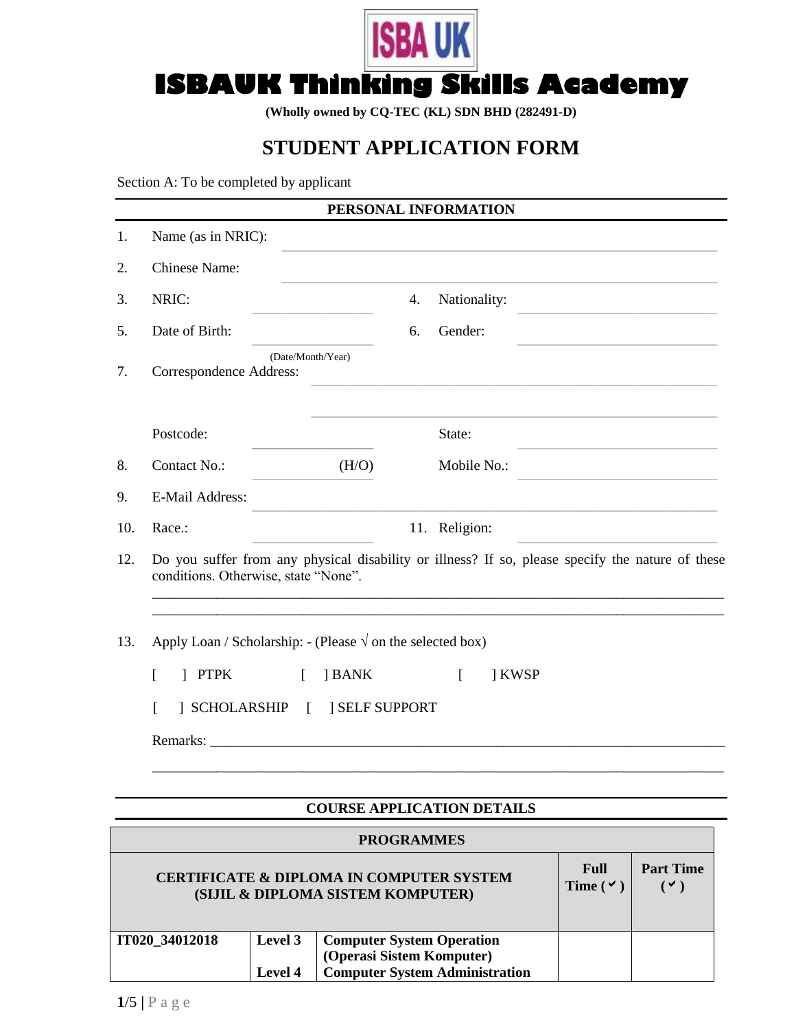ISBA UK

# ISBAUK Thinking Skills Academy

**(Wholly owned by CQ-TEC (KL) SDN BHD (282491-D)**

## STUDENT APPLICATION FORM

Section A: To be completed by applicant

### PERSONAL INFORMATION

1. Name (as in NRIC): ______________________________

2. Chinese Name: ______________________________

3. NRIC: ______________  4. Nationality: ______________

5. Date of Birth: ______________ (Date/Month/Year)  6. Gender: ______________

7. Correspondence Address: ______________________________
______________________________

   Postcode: ______________  State: ______________

8. Contact No.: ______________ (H/O)  Mobile No.: ______________

9. E-Mail Address: ______________________________

10. Race.: ______________  11. Religion: ______________

12. Do you suffer from any physical disability or illness? If so, please specify the nature of these conditions. Otherwise, state "None".
______________________________________________________________________
______________________________________________________________________

13. Apply Loan / Scholarship: - (Please √ on the selected box)

   [ ] PTPK  [ ] BANK  [ ] KWSP

   [ ] SCHOLARSHIP  [ ] SELF SUPPORT

   Remarks: ______________________________________________________________
   ______________________________________________________________________

### COURSE APPLICATION DETAILS

| PROGRAMMES | | | | |
|---|---|---|---|---|
| **CERTIFICATE & DIPLOMA IN COMPUTER SYSTEM (SIJIL & DIPLOMA SISTEM KOMPUTER)** | | | **Full Time (✓)** | **Part Time (✓)** |
| **IT020_34012018** | **Level 3** | **Computer System Operation (Operasi Sistem Komputer)** | | |
| | **Level 4** | **Computer System Administration** | | |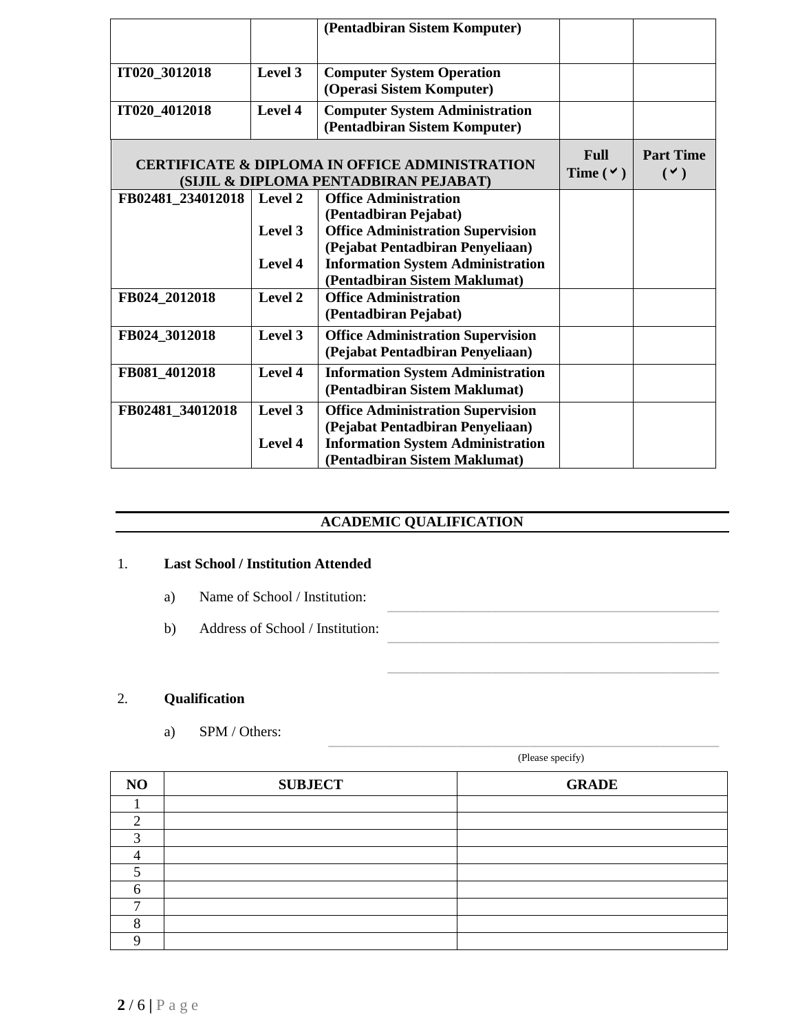| | | | | |
|---|---|---|---|---|
| | | **(Pentadbiran Sistem Komputer)** | | |
| **IT020_3012018** | **Level 3** | **Computer System Operation (Operasi Sistem Komputer)** | | |
| **IT020_4012018** | **Level 4** | **Computer System Administration (Pentadbiran Sistem Komputer)** | | |
| **CERTIFICATE & DIPLOMA IN OFFICE ADMINISTRATION (SIJIL & DIPLOMA PENTADBIRAN PEJABAT)** | | | **Full Time (✓)** | **Part Time (✓)** |
| **FB02481_234012018** | **Level 2**<br><br>**Level 3**<br><br>**Level 4** | **Office Administration (Pentadbiran Pejabat)**<br>**Office Administration Supervision (Pejabat Pentadbiran Penyeliaan)**<br>**Information System Administration (Pentadbiran Sistem Maklumat)** | | |
| **FB024_2012018** | **Level 2** | **Office Administration (Pentadbiran Pejabat)** | | |
| **FB024_3012018** | **Level 3** | **Office Administration Supervision (Pejabat Pentadbiran Penyeliaan)** | | |
| **FB081_4012018** | **Level 4** | **Information System Administration (Pentadbiran Sistem Maklumat)** | | |
| **FB02481_34012018** | **Level 3**<br><br>**Level 4** | **Office Administration Supervision (Pejabat Pentadbiran Penyeliaan)**<br>**Information System Administration (Pentadbiran Sistem Maklumat)** | | |

## ACADEMIC QUALIFICATION

1. **Last School / Institution Attended**

   a) Name of School / Institution: ______________________________

   b) Address of School / Institution: ______________________________

   ______________________________

2. **Qualification**

   a) SPM / Others: ______________________________

   (Please specify)

| NO | SUBJECT | GRADE |
|---|---|---|
| 1 | | |
| 2 | | |
| 3 | | |
| 4 | | |
| 5 | | |
| 6 | | |
| 7 | | |
| 8 | | |
| 9 | | |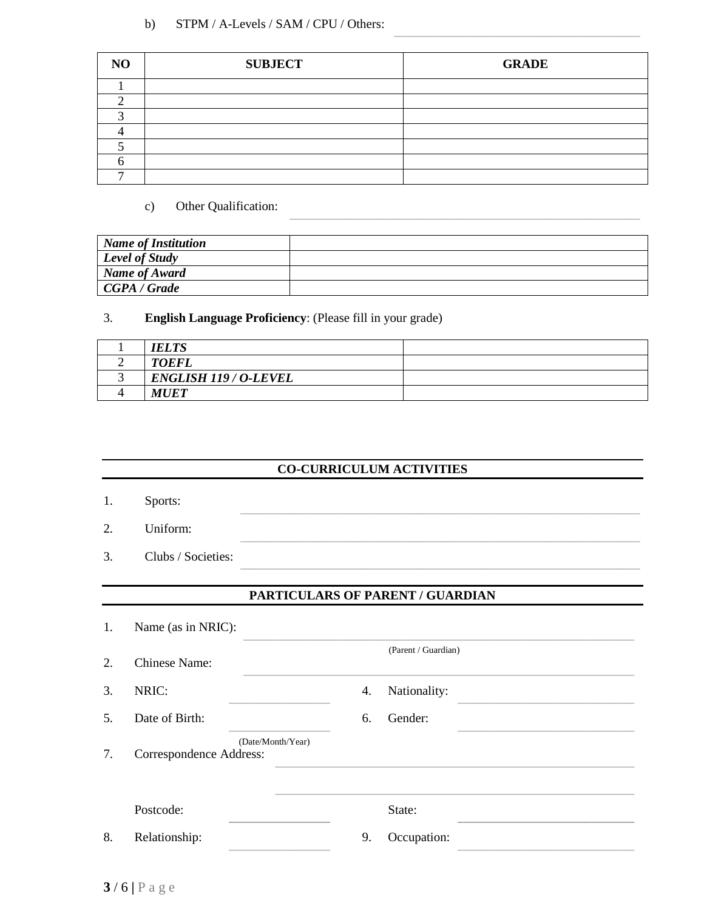b) STPM / A-Levels / SAM / CPU / Others: ______________________

| NO | SUBJECT | GRADE |
|---|---|---|
| 1 | | |
| 2 | | |
| 3 | | |
| 4 | | |
| 5 | | |
| 6 | | |
| 7 | | |

c) Other Qualification: ______________________

| | |
|---|---|
| ***Name of Institution*** | |
| ***Level of Study*** | |
| ***Name of Award*** | |
| ***CGPA / Grade*** | |

3. **English Language Proficiency**: (Please fill in your grade)

| | | |
|---|---|---|
| 1 | ***IELTS*** | |
| 2 | ***TOEFL*** | |
| 3 | ***ENGLISH 119 / O-LEVEL*** | |
| 4 | ***MUET*** | |

## CO-CURRICULUM ACTIVITIES

1. Sports: ______________________
2. Uniform: ______________________
3. Clubs / Societies: ______________________

## PARTICULARS OF PARENT / GUARDIAN

1. Name (as in NRIC): ______________________
   (Parent / Guardian)
2. Chinese Name: ______________________
3. NRIC: ______________ 4. Nationality: ______________
5. Date of Birth: ______________ (Date/Month/Year) 6. Gender: ______________
7. Correspondence Address: ______________________

   ______________________

   Postcode: ______________ State: ______________
8. Relationship: ______________ 9. Occupation: ______________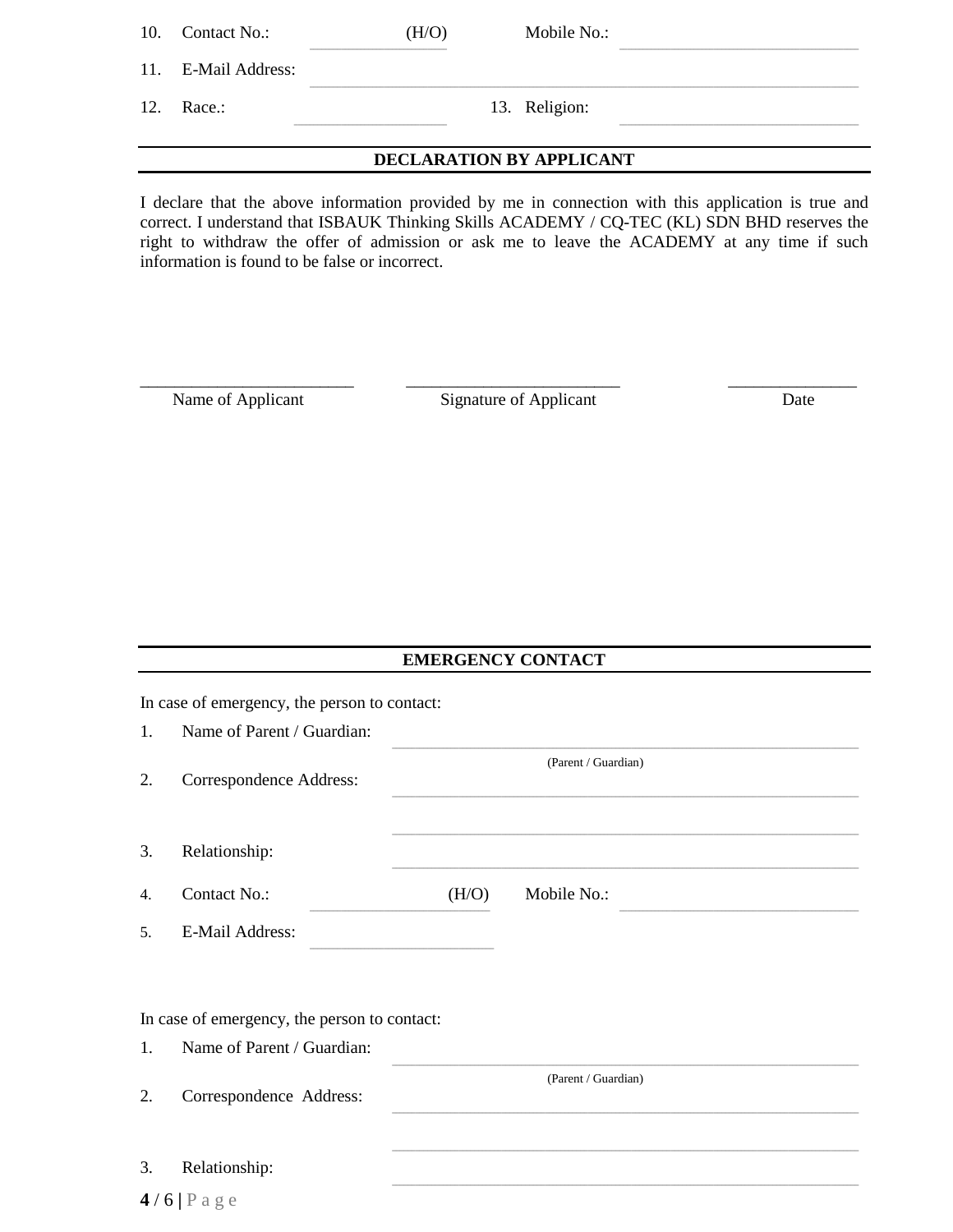10. Contact No.: ________________ (H/O) Mobile No.: ____________________________

11. E-Mail Address: ______________________________________________________________

12. Race.: __________________ 13. Religion: ____________________________

## DECLARATION BY APPLICANT

I declare that the above information provided by me in connection with this application is true and correct. I understand that ISBAUK Thinking Skills ACADEMY / CQ-TEC (KL) SDN BHD reserves the right to withdraw the offer of admission or ask me to leave the ACADEMY at any time if such information is found to be false or incorrect.

| | | |
|---|---|---|
| ________________________ | ________________________ | _______________ |
| Name of Applicant | Signature of Applicant | Date |

## EMERGENCY CONTACT

In case of emergency, the person to contact:

1. Name of Parent / Guardian: ______________________________________________________
   (Parent / Guardian)
2. Correspondence Address: ______________________________________________________
   ______________________________________________________
3. Relationship: ______________________________________________________
4. Contact No.: ____________________ (H/O) Mobile No.: ____________________________
5. E-Mail Address: ____________________

In case of emergency, the person to contact:

1. Name of Parent / Guardian: ______________________________________________________
   (Parent / Guardian)
2. Correspondence Address: ______________________________________________________
   ______________________________________________________
3. Relationship: ______________________________________________________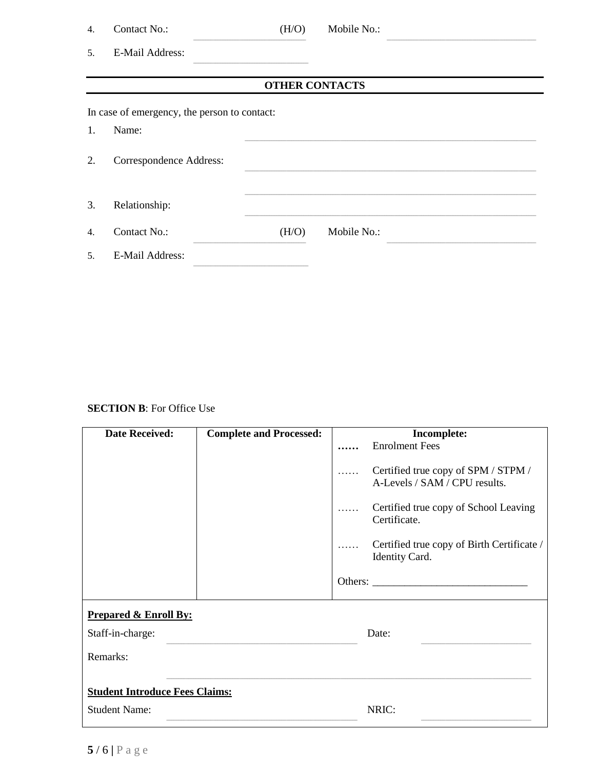4. Contact No.: \_\_\_\_\_\_\_\_\_\_\_\_\_\_\_\_ (H/O) Mobile No.: \_\_\_\_\_\_\_\_\_\_\_\_\_\_\_\_\_\_\_\_
5. E-Mail Address: \_\_\_\_\_\_\_\_\_\_\_\_\_\_\_\_

## OTHER CONTACTS

In case of emergency, the person to contact:

1. Name: \_\_\_\_\_\_\_\_\_\_\_\_\_\_\_\_\_\_\_\_\_\_\_\_\_\_\_\_\_\_\_\_\_\_\_\_\_\_\_\_
2. Correspondence Address: \_\_\_\_\_\_\_\_\_\_\_\_\_\_\_\_\_\_\_\_\_\_\_\_\_\_\_\_\_\_\_\_\_\_\_\_\_\_\_\_

   \_\_\_\_\_\_\_\_\_\_\_\_\_\_\_\_\_\_\_\_\_\_\_\_\_\_\_\_\_\_\_\_\_\_\_\_\_\_\_\_
3. Relationship: \_\_\_\_\_\_\_\_\_\_\_\_\_\_\_\_\_\_\_\_\_\_\_\_\_\_\_\_\_\_\_\_\_\_\_\_\_\_\_\_
4. Contact No.: \_\_\_\_\_\_\_\_\_\_\_\_\_\_\_\_ (H/O) Mobile No.: \_\_\_\_\_\_\_\_\_\_\_\_\_\_\_\_\_\_\_\_
5. E-Mail Address: \_\_\_\_\_\_\_\_\_\_\_\_\_\_\_\_

**SECTION B**: For Office Use

| **Date Received:** | **Complete and Processed:** | **Incomplete:** |
|---|---|---|
| | | **……** Enrolment Fees<br><br>…… Certified true copy of SPM / STPM / A-Levels / SAM / CPU results.<br><br>…… Certified true copy of School Leaving Certificate.<br><br>…… Certified true copy of Birth Certificate / Identity Card.<br><br>Others: \_\_\_\_\_\_\_\_\_\_\_\_\_\_\_\_\_\_\_\_\_\_\_\_\_\_\_\_ |

**Prepared & Enroll By:**

Staff-in-charge: \_\_\_\_\_\_\_\_\_\_\_\_\_\_\_\_\_\_\_\_\_\_\_\_\_\_ Date: \_\_\_\_\_\_\_\_\_\_\_\_\_\_\_\_

Remarks: \_\_\_\_\_\_\_\_\_\_\_\_\_\_\_\_\_\_\_\_\_\_\_\_\_\_\_\_\_\_\_\_\_\_\_\_\_\_\_\_\_\_\_\_\_\_

**Student Introduce Fees Claims:**

Student Name: \_\_\_\_\_\_\_\_\_\_\_\_\_\_\_\_\_\_\_\_\_\_\_\_\_\_ NRIC: \_\_\_\_\_\_\_\_\_\_\_\_\_\_\_\_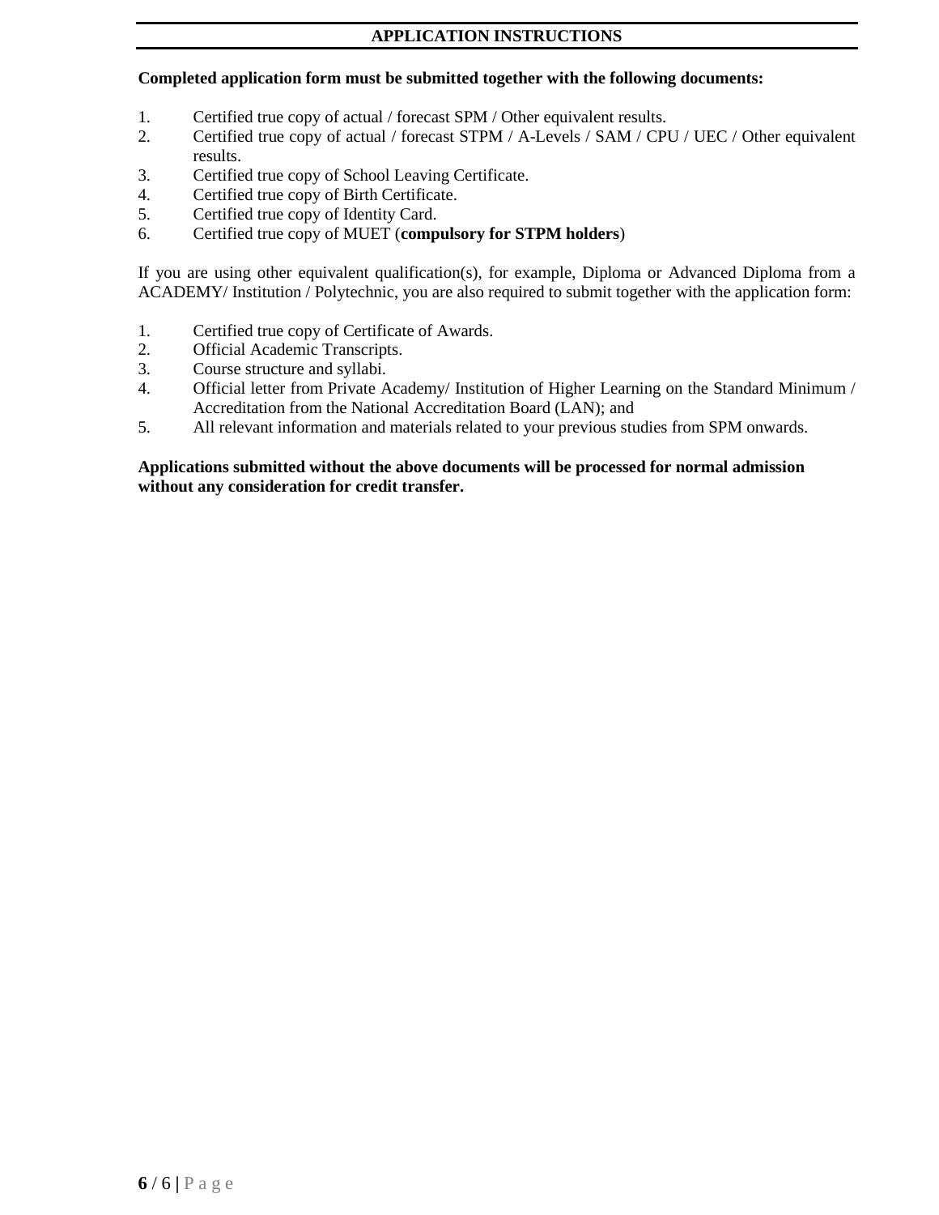## APPLICATION INSTRUCTIONS

**Completed application form must be submitted together with the following documents:**

1. Certified true copy of actual / forecast SPM / Other equivalent results.
2. Certified true copy of actual / forecast STPM / A-Levels / SAM / CPU / UEC / Other equivalent results.
3. Certified true copy of School Leaving Certificate.
4. Certified true copy of Birth Certificate.
5. Certified true copy of Identity Card.
6. Certified true copy of MUET (**compulsory for STPM holders**)

If you are using other equivalent qualification(s), for example, Diploma or Advanced Diploma from a ACADEMY/ Institution / Polytechnic, you are also required to submit together with the application form:

1. Certified true copy of Certificate of Awards.
2. Official Academic Transcripts.
3. Course structure and syllabi.
4. Official letter from Private Academy/ Institution of Higher Learning on the Standard Minimum / Accreditation from the National Accreditation Board (LAN); and
5. All relevant information and materials related to your previous studies from SPM onwards.

**Applications submitted without the above documents will be processed for normal admission without any consideration for credit transfer.**